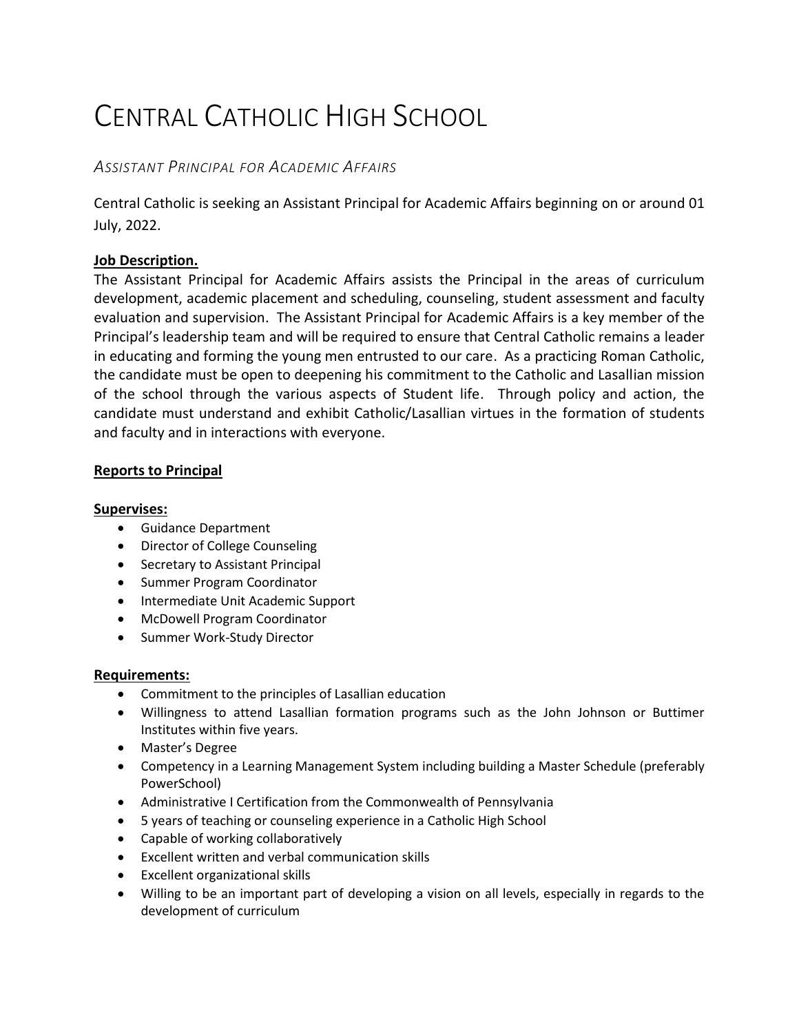# CENTRAL CATHOLIC HIGH SCHOOL

## *ASSISTANT PRINCIPAL FOR ACADEMIC AFFAIRS*

Central Catholic is seeking an Assistant Principal for Academic Affairs beginning on or around 01 July, 2022.

**Job Description.**

The Assistant Principal for Academic Affairs assists the Principal in the areas of curriculum development, academic placement and scheduling, counseling, student assessment and faculty evaluation and supervision. The Assistant Principal for Academic Affairs is a key member of the Principal's leadership team and will be required to ensure that Central Catholic remains a leader in educating and forming the young men entrusted to our care. As a practicing Roman Catholic, the candidate must be open to deepening his commitment to the Catholic and Lasallian mission of the school through the various aspects of Student life. Through policy and action, the candidate must understand and exhibit Catholic/Lasallian virtues in the formation of students and faculty and in interactions with everyone.

**Reports to Principal**

**Supervises:**

- Guidance Department
- Director of College Counseling
- Secretary to Assistant Principal
- Summer Program Coordinator
- Intermediate Unit Academic Support
- McDowell Program Coordinator
- Summer Work-Study Director

**Requirements:**

- Commitment to the principles of Lasallian education
- Willingness to attend Lasallian formation programs such as the John Johnson or Buttimer Institutes within five years.
- Master's Degree
- Competency in a Learning Management System including building a Master Schedule (preferably PowerSchool)
- Administrative I Certification from the Commonwealth of Pennsylvania
- 5 years of teaching or counseling experience in a Catholic High School
- Capable of working collaboratively
- Excellent written and verbal communication skills
- Excellent organizational skills
- Willing to be an important part of developing a vision on all levels, especially in regards to the development of curriculum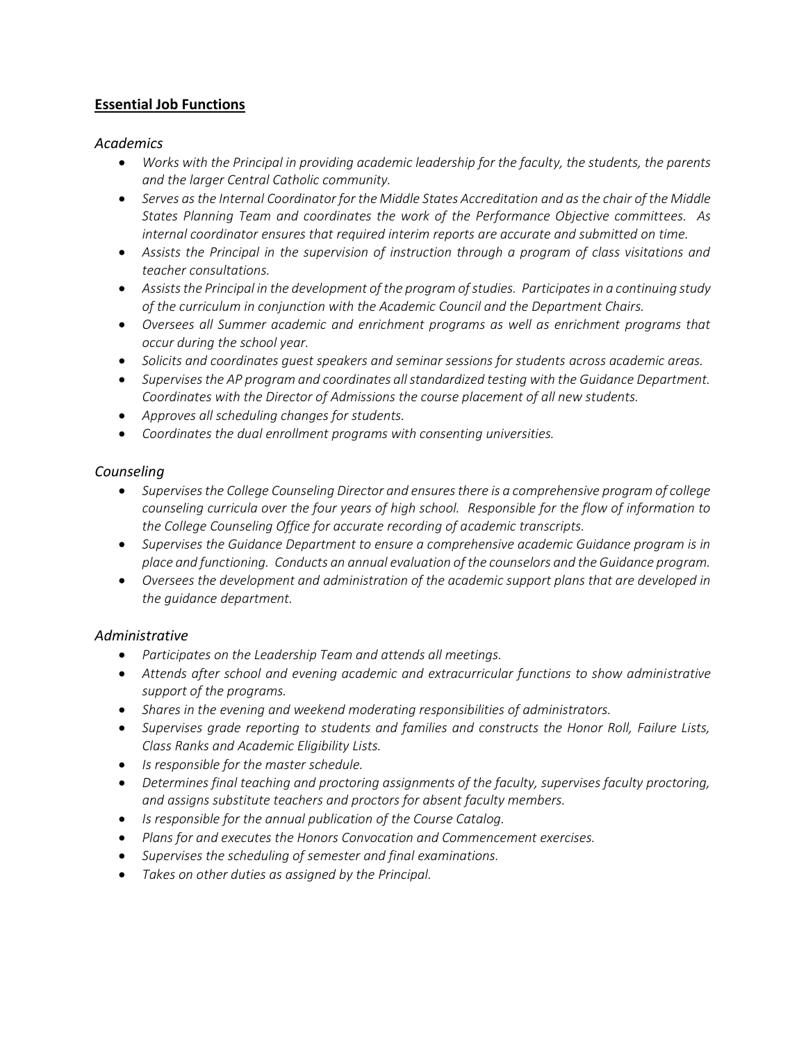## Essential Job Functions

### *Academics*

- *Works with the Principal in providing academic leadership for the faculty, the students, the parents and the larger Central Catholic community.*
- *Serves as the Internal Coordinator for the Middle States Accreditation and as the chair of the Middle States Planning Team and coordinates the work of the Performance Objective committees. As internal coordinator ensures that required interim reports are accurate and submitted on time.*
- *Assists the Principal in the supervision of instruction through a program of class visitations and teacher consultations.*
- *Assists the Principal in the development of the program of studies. Participates in a continuing study of the curriculum in conjunction with the Academic Council and the Department Chairs.*
- *Oversees all Summer academic and enrichment programs as well as enrichment programs that occur during the school year.*
- *Solicits and coordinates guest speakers and seminar sessions for students across academic areas.*
- *Supervises the AP program and coordinates all standardized testing with the Guidance Department. Coordinates with the Director of Admissions the course placement of all new students.*
- *Approves all scheduling changes for students.*
- *Coordinates the dual enrollment programs with consenting universities.*

### *Counseling*

- *Supervises the College Counseling Director and ensures there is a comprehensive program of college counseling curricula over the four years of high school. Responsible for the flow of information to the College Counseling Office for accurate recording of academic transcripts.*
- *Supervises the Guidance Department to ensure a comprehensive academic Guidance program is in place and functioning. Conducts an annual evaluation of the counselors and the Guidance program.*
- *Oversees the development and administration of the academic support plans that are developed in the guidance department.*

### *Administrative*

- *Participates on the Leadership Team and attends all meetings.*
- *Attends after school and evening academic and extracurricular functions to show administrative support of the programs.*
- *Shares in the evening and weekend moderating responsibilities of administrators.*
- *Supervises grade reporting to students and families and constructs the Honor Roll, Failure Lists, Class Ranks and Academic Eligibility Lists.*
- *Is responsible for the master schedule.*
- *Determines final teaching and proctoring assignments of the faculty, supervises faculty proctoring, and assigns substitute teachers and proctors for absent faculty members.*
- *Is responsible for the annual publication of the Course Catalog.*
- *Plans for and executes the Honors Convocation and Commencement exercises.*
- *Supervises the scheduling of semester and final examinations.*
- *Takes on other duties as assigned by the Principal.*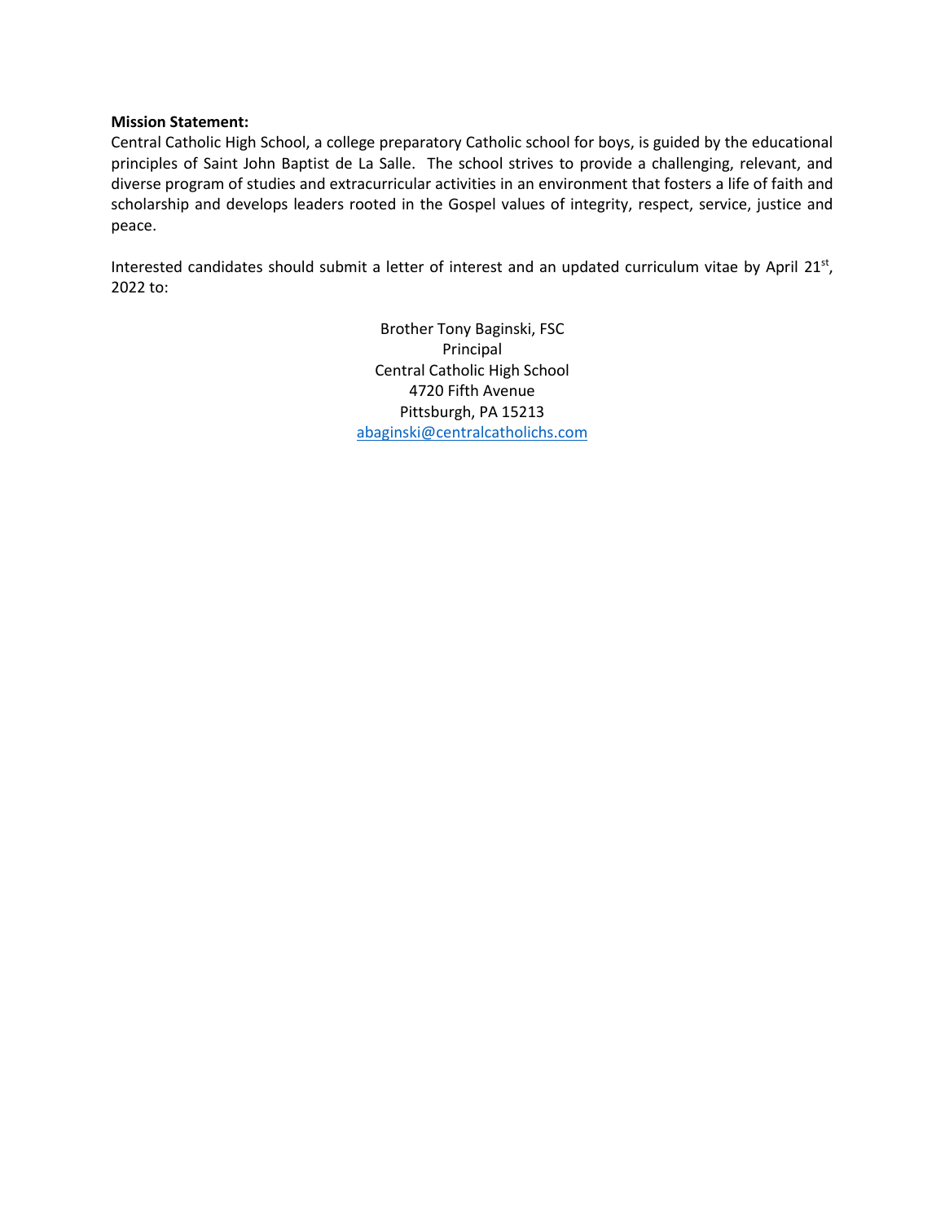**Mission Statement:**

Central Catholic High School, a college preparatory Catholic school for boys, is guided by the educational principles of Saint John Baptist de La Salle. The school strives to provide a challenging, relevant, and diverse program of studies and extracurricular activities in an environment that fosters a life of faith and scholarship and develops leaders rooted in the Gospel values of integrity, respect, service, justice and peace.

Interested candidates should submit a letter of interest and an updated curriculum vitae by April 21st, 2022 to:

Brother Tony Baginski, FSC
Principal
Central Catholic High School
4720 Fifth Avenue
Pittsburgh, PA 15213
abaginski@centralcatholichs.com